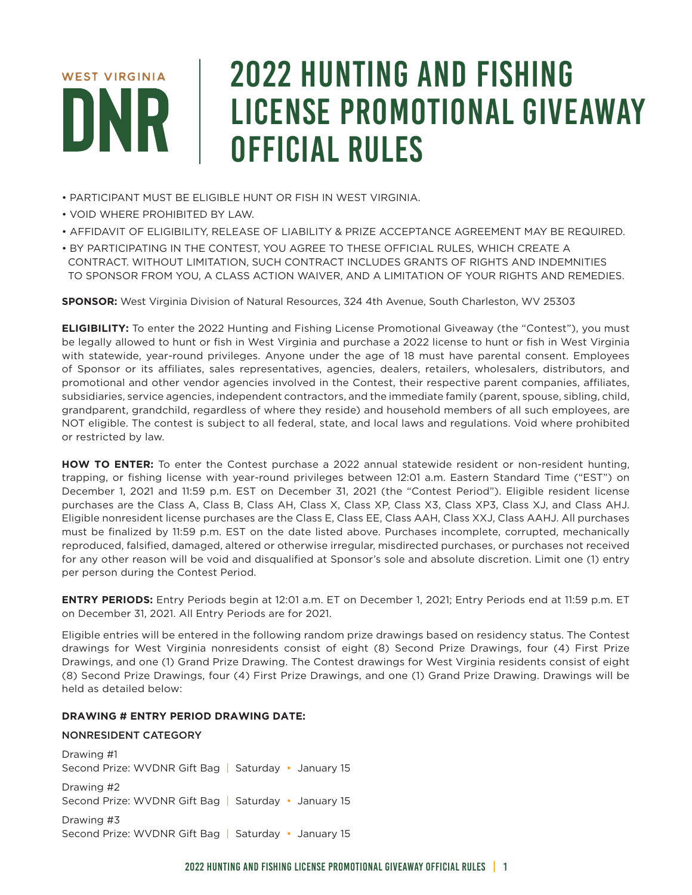WEST VIRGINIA

DNR

# 2022 HUNTING AND FISHING LICENSE PROMOTIONAL GIVEAWAY OFFICIAL RULES

- PARTICIPANT MUST BE ELIGIBLE HUNT OR FISH IN WEST VIRGINIA.
- VOID WHERE PROHIBITED BY LAW.
- AFFIDAVIT OF ELIGIBILITY, RELEASE OF LIABILITY & PRIZE ACCEPTANCE AGREEMENT MAY BE REQUIRED.
- BY PARTICIPATING IN THE CONTEST, YOU AGREE TO THESE OFFICIAL RULES, WHICH CREATE A CONTRACT. WITHOUT LIMITATION, SUCH CONTRACT INCLUDES GRANTS OF RIGHTS AND INDEMNITIES TO SPONSOR FROM YOU, A CLASS ACTION WAIVER, AND A LIMITATION OF YOUR RIGHTS AND REMEDIES.

**SPONSOR:** West Virginia Division of Natural Resources, 324 4th Avenue, South Charleston, WV 25303

**ELIGIBILITY:** To enter the 2022 Hunting and Fishing License Promotional Giveaway (the "Contest"), you must be legally allowed to hunt or fish in West Virginia and purchase a 2022 license to hunt or fish in West Virginia with statewide, year-round privileges. Anyone under the age of 18 must have parental consent. Employees of Sponsor or its affiliates, sales representatives, agencies, dealers, retailers, wholesalers, distributors, and promotional and other vendor agencies involved in the Contest, their respective parent companies, affiliates, subsidiaries, service agencies, independent contractors, and the immediate family (parent, spouse, sibling, child, grandparent, grandchild, regardless of where they reside) and household members of all such employees, are NOT eligible. The contest is subject to all federal, state, and local laws and regulations. Void where prohibited or restricted by law.

**HOW TO ENTER:** To enter the Contest purchase a 2022 annual statewide resident or non-resident hunting, trapping, or fishing license with year-round privileges between 12:01 a.m. Eastern Standard Time ("EST") on December 1, 2021 and 11:59 p.m. EST on December 31, 2021 (the "Contest Period"). Eligible resident license purchases are the Class A, Class B, Class AH, Class X, Class XP, Class X3, Class XP3, Class XJ, and Class AHJ. Eligible nonresident license purchases are the Class E, Class EE, Class AAH, Class XXJ, Class AAHJ. All purchases must be finalized by 11:59 p.m. EST on the date listed above. Purchases incomplete, corrupted, mechanically reproduced, falsified, damaged, altered or otherwise irregular, misdirected purchases, or purchases not received for any other reason will be void and disqualified at Sponsor's sole and absolute discretion. Limit one (1) entry per person during the Contest Period.

**ENTRY PERIODS:** Entry Periods begin at 12:01 a.m. ET on December 1, 2021; Entry Periods end at 11:59 p.m. ET on December 31, 2021. All Entry Periods are for 2021.

Eligible entries will be entered in the following random prize drawings based on residency status. The Contest drawings for West Virginia nonresidents consist of eight (8) Second Prize Drawings, four (4) First Prize Drawings, and one (1) Grand Prize Drawing. The Contest drawings for West Virginia residents consist of eight (8) Second Prize Drawings, four (4) First Prize Drawings, and one (1) Grand Prize Drawing. Drawings will be held as detailed below:

**DRAWING # ENTRY PERIOD DRAWING DATE:**

NONRESIDENT CATEGORY

Drawing #1
Second Prize: WVDNR Gift Bag | Saturday • January 15

Drawing #2
Second Prize: WVDNR Gift Bag | Saturday • January 15

Drawing #3
Second Prize: WVDNR Gift Bag | Saturday • January 15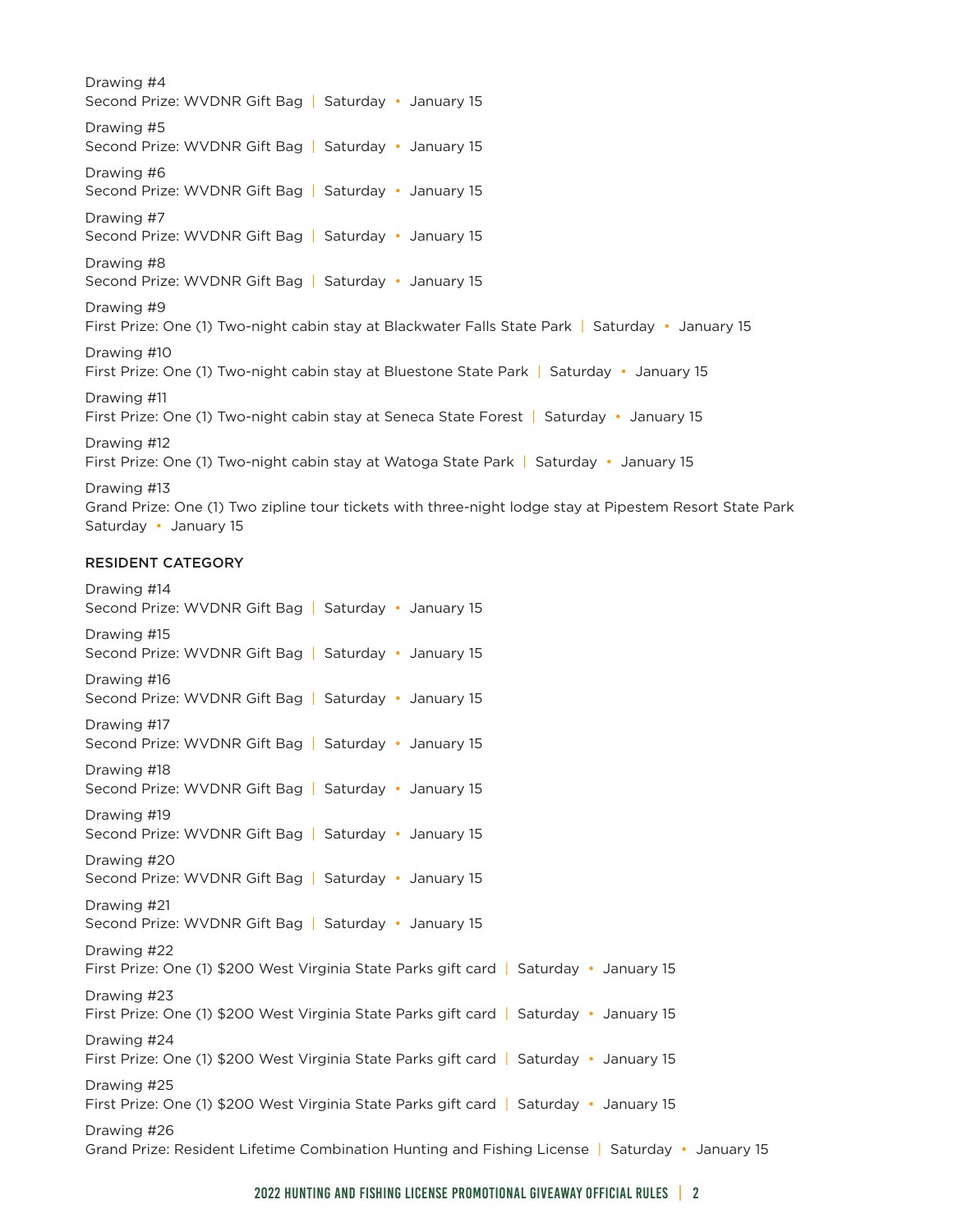Drawing #4
Second Prize: WVDNR Gift Bag | Saturday • January 15

Drawing #5
Second Prize: WVDNR Gift Bag | Saturday • January 15

Drawing #6
Second Prize: WVDNR Gift Bag | Saturday • January 15

Drawing #7
Second Prize: WVDNR Gift Bag | Saturday • January 15

Drawing #8
Second Prize: WVDNR Gift Bag | Saturday • January 15

Drawing #9
First Prize: One (1) Two-night cabin stay at Blackwater Falls State Park | Saturday • January 15

Drawing #10
First Prize: One (1) Two-night cabin stay at Bluestone State Park | Saturday • January 15

Drawing #11
First Prize: One (1) Two-night cabin stay at Seneca State Forest | Saturday • January 15

Drawing #12
First Prize: One (1) Two-night cabin stay at Watoga State Park | Saturday • January 15

Drawing #13
Grand Prize: One (1) Two zipline tour tickets with three-night lodge stay at Pipestem Resort State Park
Saturday • January 15

#### RESIDENT CATEGORY

Drawing #14
Second Prize: WVDNR Gift Bag | Saturday • January 15

Drawing #15
Second Prize: WVDNR Gift Bag | Saturday • January 15

Drawing #16
Second Prize: WVDNR Gift Bag | Saturday • January 15

Drawing #17
Second Prize: WVDNR Gift Bag | Saturday • January 15

Drawing #18
Second Prize: WVDNR Gift Bag | Saturday • January 15

Drawing #19
Second Prize: WVDNR Gift Bag | Saturday • January 15

Drawing #20
Second Prize: WVDNR Gift Bag | Saturday • January 15

Drawing #21
Second Prize: WVDNR Gift Bag | Saturday • January 15

Drawing #22
First Prize: One (1) $200 West Virginia State Parks gift card | Saturday • January 15

Drawing #23
First Prize: One (1) $200 West Virginia State Parks gift card | Saturday • January 15

Drawing #24
First Prize: One (1) $200 West Virginia State Parks gift card | Saturday • January 15

Drawing #25
First Prize: One (1) $200 West Virginia State Parks gift card | Saturday • January 15

Drawing #26
Grand Prize: Resident Lifetime Combination Hunting and Fishing License | Saturday • January 15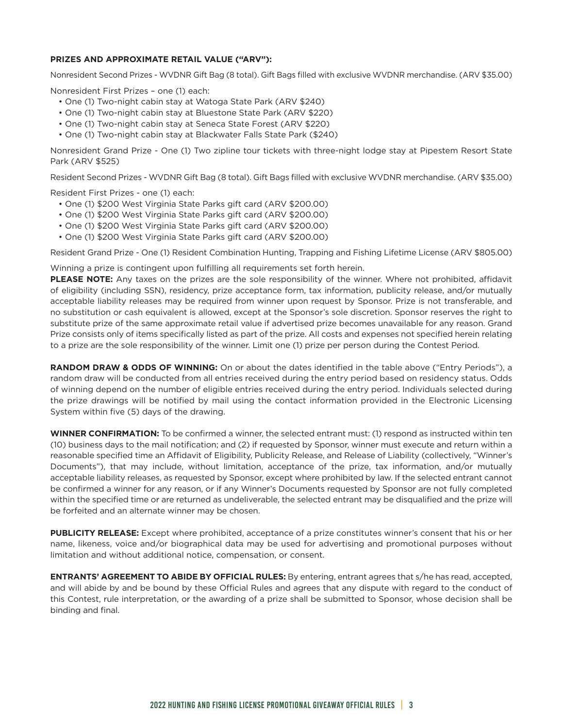**PRIZES AND APPROXIMATE RETAIL VALUE ("ARV"):**

Nonresident Second Prizes - WVDNR Gift Bag (8 total). Gift Bags filled with exclusive WVDNR merchandise. (ARV $35.00)

Nonresident First Prizes – one (1) each:

- One (1) Two-night cabin stay at Watoga State Park (ARV $240)
- One (1) Two-night cabin stay at Bluestone State Park (ARV $220)
- One (1) Two-night cabin stay at Seneca State Forest (ARV $220)
- One (1) Two-night cabin stay at Blackwater Falls State Park ($240)

Nonresident Grand Prize - One (1) Two zipline tour tickets with three-night lodge stay at Pipestem Resort State Park (ARV $525)

Resident Second Prizes - WVDNR Gift Bag (8 total). Gift Bags filled with exclusive WVDNR merchandise. (ARV $35.00)

Resident First Prizes - one (1) each:

- One (1) $200 West Virginia State Parks gift card (ARV $200.00)
- One (1) $200 West Virginia State Parks gift card (ARV $200.00)
- One (1) $200 West Virginia State Parks gift card (ARV $200.00)
- One (1) $200 West Virginia State Parks gift card (ARV $200.00)

Resident Grand Prize - One (1) Resident Combination Hunting, Trapping and Fishing Lifetime License (ARV $805.00)

Winning a prize is contingent upon fulfilling all requirements set forth herein.

**PLEASE NOTE:** Any taxes on the prizes are the sole responsibility of the winner. Where not prohibited, affidavit of eligibility (including SSN), residency, prize acceptance form, tax information, publicity release, and/or mutually acceptable liability releases may be required from winner upon request by Sponsor. Prize is not transferable, and no substitution or cash equivalent is allowed, except at the Sponsor's sole discretion. Sponsor reserves the right to substitute prize of the same approximate retail value if advertised prize becomes unavailable for any reason. Grand Prize consists only of items specifically listed as part of the prize. All costs and expenses not specified herein relating to a prize are the sole responsibility of the winner. Limit one (1) prize per person during the Contest Period.

**RANDOM DRAW & ODDS OF WINNING:** On or about the dates identified in the table above ("Entry Periods"), a random draw will be conducted from all entries received during the entry period based on residency status. Odds of winning depend on the number of eligible entries received during the entry period. Individuals selected during the prize drawings will be notified by mail using the contact information provided in the Electronic Licensing System within five (5) days of the drawing.

**WINNER CONFIRMATION:** To be confirmed a winner, the selected entrant must: (1) respond as instructed within ten (10) business days to the mail notification; and (2) if requested by Sponsor, winner must execute and return within a reasonable specified time an Affidavit of Eligibility, Publicity Release, and Release of Liability (collectively, "Winner's Documents"), that may include, without limitation, acceptance of the prize, tax information, and/or mutually acceptable liability releases, as requested by Sponsor, except where prohibited by law. If the selected entrant cannot be confirmed a winner for any reason, or if any Winner's Documents requested by Sponsor are not fully completed within the specified time or are returned as undeliverable, the selected entrant may be disqualified and the prize will be forfeited and an alternate winner may be chosen.

**PUBLICITY RELEASE:** Except where prohibited, acceptance of a prize constitutes winner's consent that his or her name, likeness, voice and/or biographical data may be used for advertising and promotional purposes without limitation and without additional notice, compensation, or consent.

**ENTRANTS' AGREEMENT TO ABIDE BY OFFICIAL RULES:** By entering, entrant agrees that s/he has read, accepted, and will abide by and be bound by these Official Rules and agrees that any dispute with regard to the conduct of this Contest, rule interpretation, or the awarding of a prize shall be submitted to Sponsor, whose decision shall be binding and final.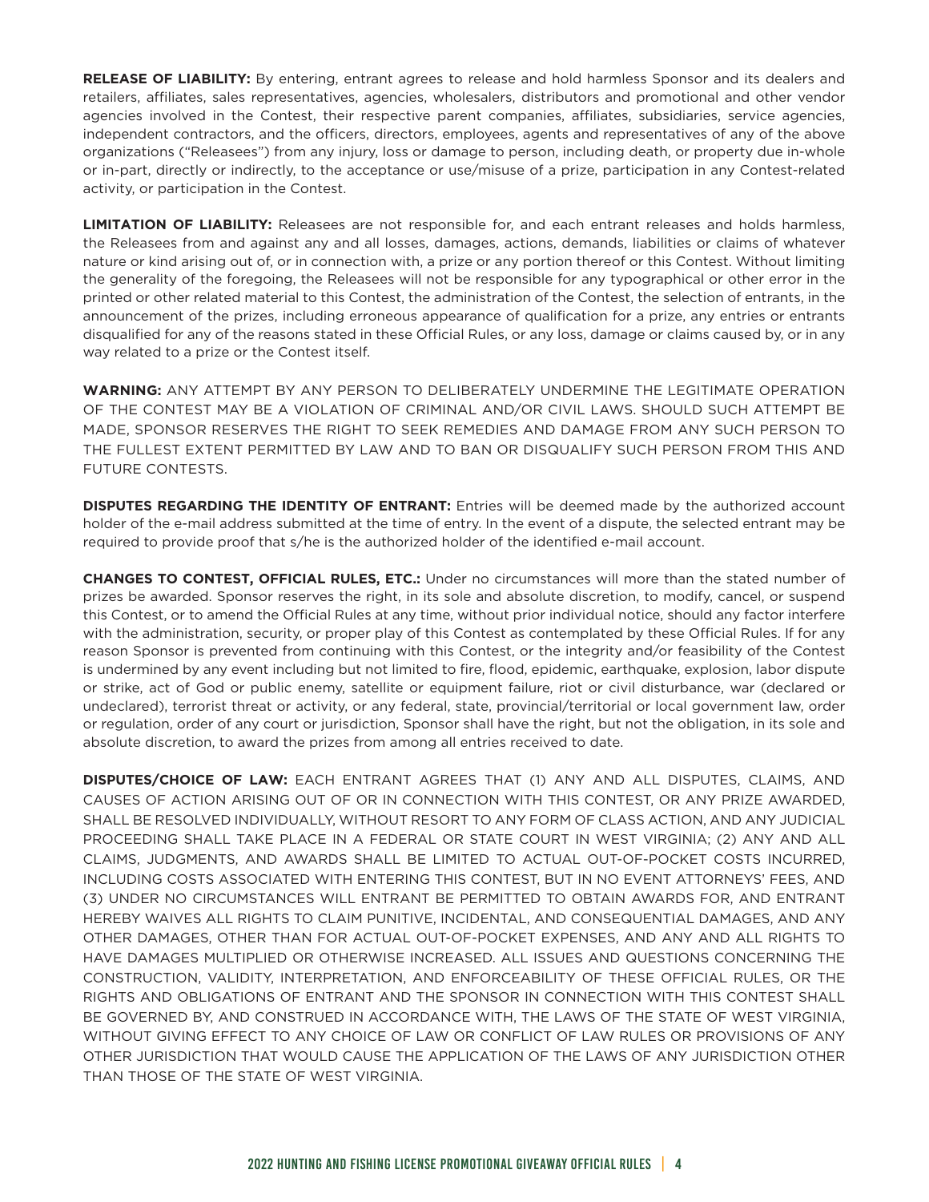**RELEASE OF LIABILITY:** By entering, entrant agrees to release and hold harmless Sponsor and its dealers and retailers, affiliates, sales representatives, agencies, wholesalers, distributors and promotional and other vendor agencies involved in the Contest, their respective parent companies, affiliates, subsidiaries, service agencies, independent contractors, and the officers, directors, employees, agents and representatives of any of the above organizations ("Releasees") from any injury, loss or damage to person, including death, or property due in-whole or in-part, directly or indirectly, to the acceptance or use/misuse of a prize, participation in any Contest-related activity, or participation in the Contest.

**LIMITATION OF LIABILITY:** Releasees are not responsible for, and each entrant releases and holds harmless, the Releasees from and against any and all losses, damages, actions, demands, liabilities or claims of whatever nature or kind arising out of, or in connection with, a prize or any portion thereof or this Contest. Without limiting the generality of the foregoing, the Releasees will not be responsible for any typographical or other error in the printed or other related material to this Contest, the administration of the Contest, the selection of entrants, in the announcement of the prizes, including erroneous appearance of qualification for a prize, any entries or entrants disqualified for any of the reasons stated in these Official Rules, or any loss, damage or claims caused by, or in any way related to a prize or the Contest itself.

**WARNING:** ANY ATTEMPT BY ANY PERSON TO DELIBERATELY UNDERMINE THE LEGITIMATE OPERATION OF THE CONTEST MAY BE A VIOLATION OF CRIMINAL AND/OR CIVIL LAWS. SHOULD SUCH ATTEMPT BE MADE, SPONSOR RESERVES THE RIGHT TO SEEK REMEDIES AND DAMAGE FROM ANY SUCH PERSON TO THE FULLEST EXTENT PERMITTED BY LAW AND TO BAN OR DISQUALIFY SUCH PERSON FROM THIS AND FUTURE CONTESTS.

**DISPUTES REGARDING THE IDENTITY OF ENTRANT:** Entries will be deemed made by the authorized account holder of the e-mail address submitted at the time of entry. In the event of a dispute, the selected entrant may be required to provide proof that s/he is the authorized holder of the identified e-mail account.

**CHANGES TO CONTEST, OFFICIAL RULES, ETC.:** Under no circumstances will more than the stated number of prizes be awarded. Sponsor reserves the right, in its sole and absolute discretion, to modify, cancel, or suspend this Contest, or to amend the Official Rules at any time, without prior individual notice, should any factor interfere with the administration, security, or proper play of this Contest as contemplated by these Official Rules. If for any reason Sponsor is prevented from continuing with this Contest, or the integrity and/or feasibility of the Contest is undermined by any event including but not limited to fire, flood, epidemic, earthquake, explosion, labor dispute or strike, act of God or public enemy, satellite or equipment failure, riot or civil disturbance, war (declared or undeclared), terrorist threat or activity, or any federal, state, provincial/territorial or local government law, order or regulation, order of any court or jurisdiction, Sponsor shall have the right, but not the obligation, in its sole and absolute discretion, to award the prizes from among all entries received to date.

**DISPUTES/CHOICE OF LAW:** EACH ENTRANT AGREES THAT (1) ANY AND ALL DISPUTES, CLAIMS, AND CAUSES OF ACTION ARISING OUT OF OR IN CONNECTION WITH THIS CONTEST, OR ANY PRIZE AWARDED, SHALL BE RESOLVED INDIVIDUALLY, WITHOUT RESORT TO ANY FORM OF CLASS ACTION, AND ANY JUDICIAL PROCEEDING SHALL TAKE PLACE IN A FEDERAL OR STATE COURT IN WEST VIRGINIA; (2) ANY AND ALL CLAIMS, JUDGMENTS, AND AWARDS SHALL BE LIMITED TO ACTUAL OUT-OF-POCKET COSTS INCURRED, INCLUDING COSTS ASSOCIATED WITH ENTERING THIS CONTEST, BUT IN NO EVENT ATTORNEYS' FEES, AND (3) UNDER NO CIRCUMSTANCES WILL ENTRANT BE PERMITTED TO OBTAIN AWARDS FOR, AND ENTRANT HEREBY WAIVES ALL RIGHTS TO CLAIM PUNITIVE, INCIDENTAL, AND CONSEQUENTIAL DAMAGES, AND ANY OTHER DAMAGES, OTHER THAN FOR ACTUAL OUT-OF-POCKET EXPENSES, AND ANY AND ALL RIGHTS TO HAVE DAMAGES MULTIPLIED OR OTHERWISE INCREASED. ALL ISSUES AND QUESTIONS CONCERNING THE CONSTRUCTION, VALIDITY, INTERPRETATION, AND ENFORCEABILITY OF THESE OFFICIAL RULES, OR THE RIGHTS AND OBLIGATIONS OF ENTRANT AND THE SPONSOR IN CONNECTION WITH THIS CONTEST SHALL BE GOVERNED BY, AND CONSTRUED IN ACCORDANCE WITH, THE LAWS OF THE STATE OF WEST VIRGINIA, WITHOUT GIVING EFFECT TO ANY CHOICE OF LAW OR CONFLICT OF LAW RULES OR PROVISIONS OF ANY OTHER JURISDICTION THAT WOULD CAUSE THE APPLICATION OF THE LAWS OF ANY JURISDICTION OTHER THAN THOSE OF THE STATE OF WEST VIRGINIA.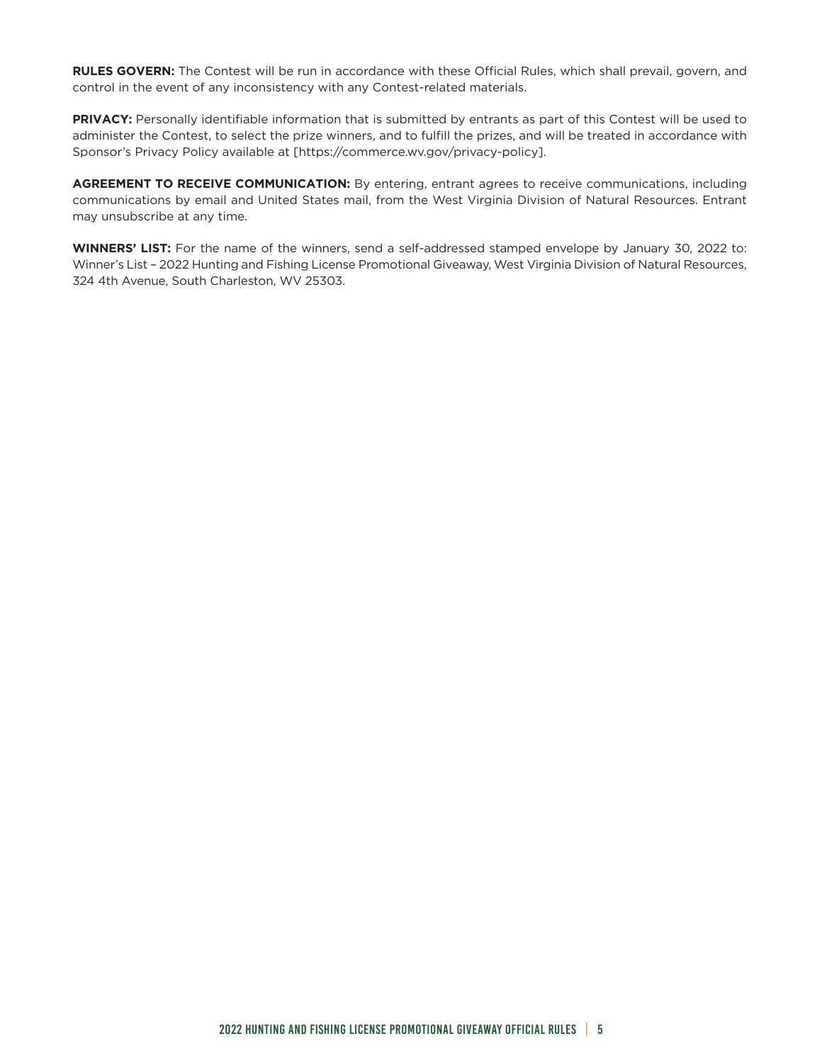**RULES GOVERN:** The Contest will be run in accordance with these Official Rules, which shall prevail, govern, and control in the event of any inconsistency with any Contest-related materials.

**PRIVACY:** Personally identifiable information that is submitted by entrants as part of this Contest will be used to administer the Contest, to select the prize winners, and to fulfill the prizes, and will be treated in accordance with Sponsor's Privacy Policy available at [https://commerce.wv.gov/privacy-policy].

**AGREEMENT TO RECEIVE COMMUNICATION:** By entering, entrant agrees to receive communications, including communications by email and United States mail, from the West Virginia Division of Natural Resources. Entrant may unsubscribe at any time.

**WINNERS' LIST:** For the name of the winners, send a self-addressed stamped envelope by January 30, 2022 to: Winner's List – 2022 Hunting and Fishing License Promotional Giveaway, West Virginia Division of Natural Resources, 324 4th Avenue, South Charleston, WV 25303.